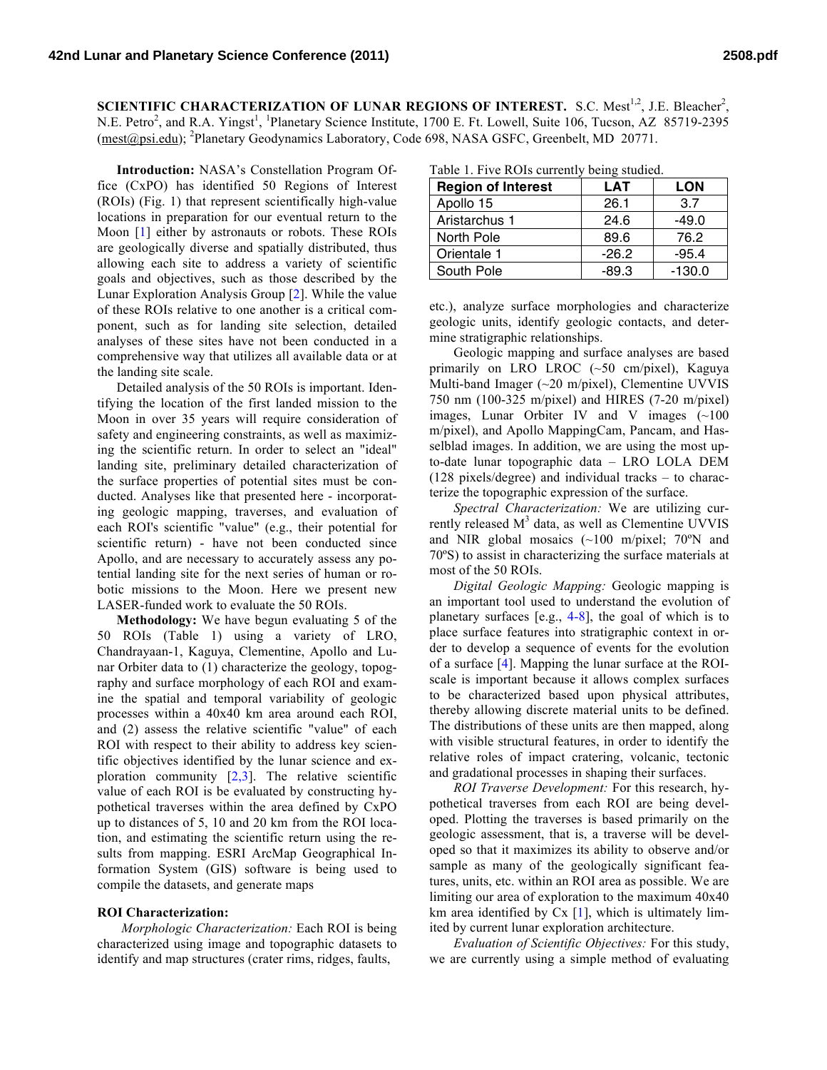**SCIENTIFIC CHARACTERIZATION OF LUNAR REGIONS OF INTEREST.** S.C. Mest[1,2], J.E. Bleacher[2], N.E. Petro[2], and R.A. Yingst[1], [1]Planetary Science Institute, 1700 E. Ft. Lowell, Suite 106, Tucson, AZ 85719-2395 (mest@psi.edu); [2]Planetary Geodynamics Laboratory, Code 698, NASA GSFC, Greenbelt, MD 20771.

**Introduction:** NASA's Constellation Program Office (CxPO) has identified 50 Regions of Interest (ROIs) (Fig. 1) that represent scientifically high-value locations in preparation for our eventual return to the Moon [1] either by astronauts or robots. These ROIs are geologically diverse and spatially distributed, thus allowing each site to address a variety of scientific goals and objectives, such as those described by the Lunar Exploration Analysis Group [2]. While the value of these ROIs relative to one another is a critical component, such as for landing site selection, detailed analyses of these sites have not been conducted in a comprehensive way that utilizes all available data or at the landing site scale.

Detailed analysis of the 50 ROIs is important. Identifying the location of the first landed mission to the Moon in over 35 years will require consideration of safety and engineering constraints, as well as maximizing the scientific return. In order to select an "ideal" landing site, preliminary detailed characterization of the surface properties of potential sites must be conducted. Analyses like that presented here - incorporating geologic mapping, traverses, and evaluation of each ROI's scientific "value" (e.g., their potential for scientific return) - have not been conducted since Apollo, and are necessary to accurately assess any potential landing site for the next series of human or robotic missions to the Moon. Here we present new LASER-funded work to evaluate the 50 ROIs.

**Methodology:** We have begun evaluating 5 of the 50 ROIs (Table 1) using a variety of LRO, Chandrayaan-1, Kaguya, Clementine, Apollo and Lunar Orbiter data to (1) characterize the geology, topography and surface morphology of each ROI and examine the spatial and temporal variability of geologic processes within a 40x40 km area around each ROI, and (2) assess the relative scientific "value" of each ROI with respect to their ability to address key scientific objectives identified by the lunar science and exploration community [2,3]. The relative scientific value of each ROI is be evaluated by constructing hypothetical traverses within the area defined by CxPO up to distances of 5, 10 and 20 km from the ROI location, and estimating the scientific return using the results from mapping. ESRI ArcMap Geographical Information System (GIS) software is being used to compile the datasets, and generate maps

**ROI Characterization:**

*Morphologic Characterization:* Each ROI is being characterized using image and topographic datasets to identify and map structures (crater rims, ridges, faults, etc.), analyze surface morphologies and characterize geologic units, identify geologic contacts, and determine stratigraphic relationships.

Table 1. Five ROIs currently being studied.

| Region of Interest | LAT | LON |
|---|---|---|
| Apollo 15 | 26.1 | 3.7 |
| Aristarchus 1 | 24.6 | -49.0 |
| North Pole | 89.6 | 76.2 |
| Orientale 1 | -26.2 | -95.4 |
| South Pole | -89.3 | -130.0 |

Geologic mapping and surface analyses are based primarily on LRO LROC (~50 cm/pixel), Kaguya Multi-band Imager (~20 m/pixel), Clementine UVVIS 750 nm (100-325 m/pixel) and HIRES (7-20 m/pixel) images, Lunar Orbiter IV and V images (~100 m/pixel), and Apollo MappingCam, Pancam, and Hasselblad images. In addition, we are using the most up-to-date lunar topographic data – LRO LOLA DEM (128 pixels/degree) and individual tracks – to characterize the topographic expression of the surface.

*Spectral Characterization:* We are utilizing currently released $M^3$ data, as well as Clementine UVVIS and NIR global mosaics (~100 m/pixel; 70ºN and 70ºS) to assist in characterizing the surface materials at most of the 50 ROIs.

*Digital Geologic Mapping:* Geologic mapping is an important tool used to understand the evolution of planetary surfaces [e.g., 4-8], the goal of which is to place surface features into stratigraphic context in order to develop a sequence of events for the evolution of a surface [4]. Mapping the lunar surface at the ROI-scale is important because it allows complex surfaces to be characterized based upon physical attributes, thereby allowing discrete material units to be defined. The distributions of these units are then mapped, along with visible structural features, in order to identify the relative roles of impact cratering, volcanic, tectonic and gradational processes in shaping their surfaces.

*ROI Traverse Development:* For this research, hypothetical traverses from each ROI are being developed. Plotting the traverses is based primarily on the geologic assessment, that is, a traverse will be developed so that it maximizes its ability to observe and/or sample as many of the geologically significant features, units, etc. within an ROI area as possible. We are limiting our area of exploration to the maximum 40x40 km area identified by Cx [1], which is ultimately limited by current lunar exploration architecture.

*Evaluation of Scientific Objectives:* For this study, we are currently using a simple method of evaluating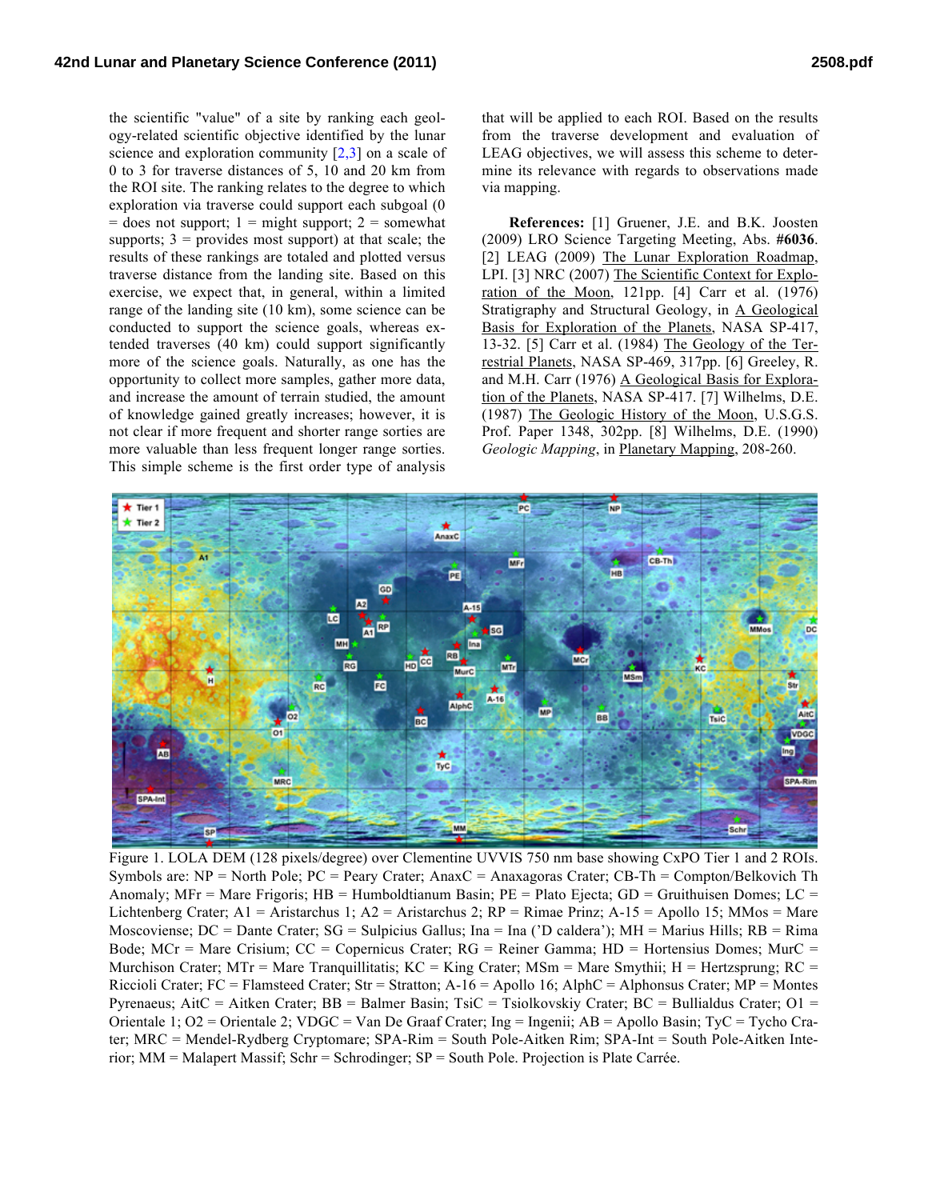the scientific "value" of a site by ranking each geology-related scientific objective identified by the lunar science and exploration community [2,3] on a scale of 0 to 3 for traverse distances of 5, 10 and 20 km from the ROI site. The ranking relates to the degree to which exploration via traverse could support each subgoal (0 = does not support; 1 = might support; 2 = somewhat supports; 3 = provides most support) at that scale; the results of these rankings are totaled and plotted versus traverse distance from the landing site. Based on this exercise, we expect that, in general, within a limited range of the landing site (10 km), some science can be conducted to support the science goals, whereas extended traverses (40 km) could support significantly more of the science goals. Naturally, as one has the opportunity to collect more samples, gather more data, and increase the amount of terrain studied, the amount of knowledge gained greatly increases; however, it is not clear if more frequent and shorter range sorties are more valuable than less frequent longer range sorties. This simple scheme is the first order type of analysis that will be applied to each ROI. Based on the results from the traverse development and evaluation of LEAG objectives, we will assess this scheme to determine its relevance with regards to observations made via mapping.

**References:** [1] Gruener, J.E. and B.K. Joosten (2009) LRO Science Targeting Meeting, Abs. **#6036**. [2] LEAG (2009) The Lunar Exploration Roadmap, LPI. [3] NRC (2007) The Scientific Context for Exploration of the Moon, 121pp. [4] Carr et al. (1976) Stratigraphy and Structural Geology, in A Geological Basis for Exploration of the Planets, NASA SP-417, 13-32. [5] Carr et al. (1984) The Geology of the Terrestrial Planets, NASA SP-469, 317pp. [6] Greeley, R. and M.H. Carr (1976) A Geological Basis for Exploration of the Planets, NASA SP-417. [7] Wilhelms, D.E. (1987) The Geologic History of the Moon, U.S.G.S. Prof. Paper 1348, 302pp. [8] Wilhelms, D.E. (1990) *Geologic Mapping*, in Planetary Mapping, 208-260.

Figure 1. LOLA DEM (128 pixels/degree) over Clementine UVVIS 750 nm base showing CxPO Tier 1 and 2 ROIs. Symbols are: NP = North Pole; PC = Peary Crater; AnaxC = Anaxagoras Crater; CB-Th = Compton/Belkovich Th Anomaly; MFr = Mare Frigoris; HB = Humboldtianum Basin; PE = Plato Ejecta; GD = Gruithuisen Domes; LC = Lichtenberg Crater; A1 = Aristarchus 1; A2 = Aristarchus 2; RP = Rimae Prinz; A-15 = Apollo 15; MMos = Mare Moscoviense; DC = Dante Crater; SG = Sulpicius Gallus; Ina = Ina ('D caldera'); MH = Marius Hills; RB = Rima Bode; MCr = Mare Crisium; CC = Copernicus Crater; RG = Reiner Gamma; HD = Hortensius Domes; MurC = Murchison Crater; MTr = Mare Tranquillitatis; KC = King Crater; MSm = Mare Smythii; H = Hertzsprung; RC = Riccioli Crater; FC = Flamsteed Crater; Str = Stratton; A-16 = Apollo 16; AlphC = Alphonsus Crater; MP = Montes Pyrenaeus; AitC = Aitken Crater; BB = Balmer Basin; TsiC = Tsiolkovskiy Crater; BC = Bullialdus Crater; O1 = Orientale 1; O2 = Orientale 2; VDGC = Van De Graaf Crater; Ing = Ingenii; AB = Apollo Basin; TyC = Tycho Crater; MRC = Mendel-Rydberg Cryptomare; SPA-Rim = South Pole-Aitken Rim; SPA-Int = South Pole-Aitken Interior; MM = Malapert Massif; Schr = Schrodinger; SP = South Pole. Projection is Plate Carrée.